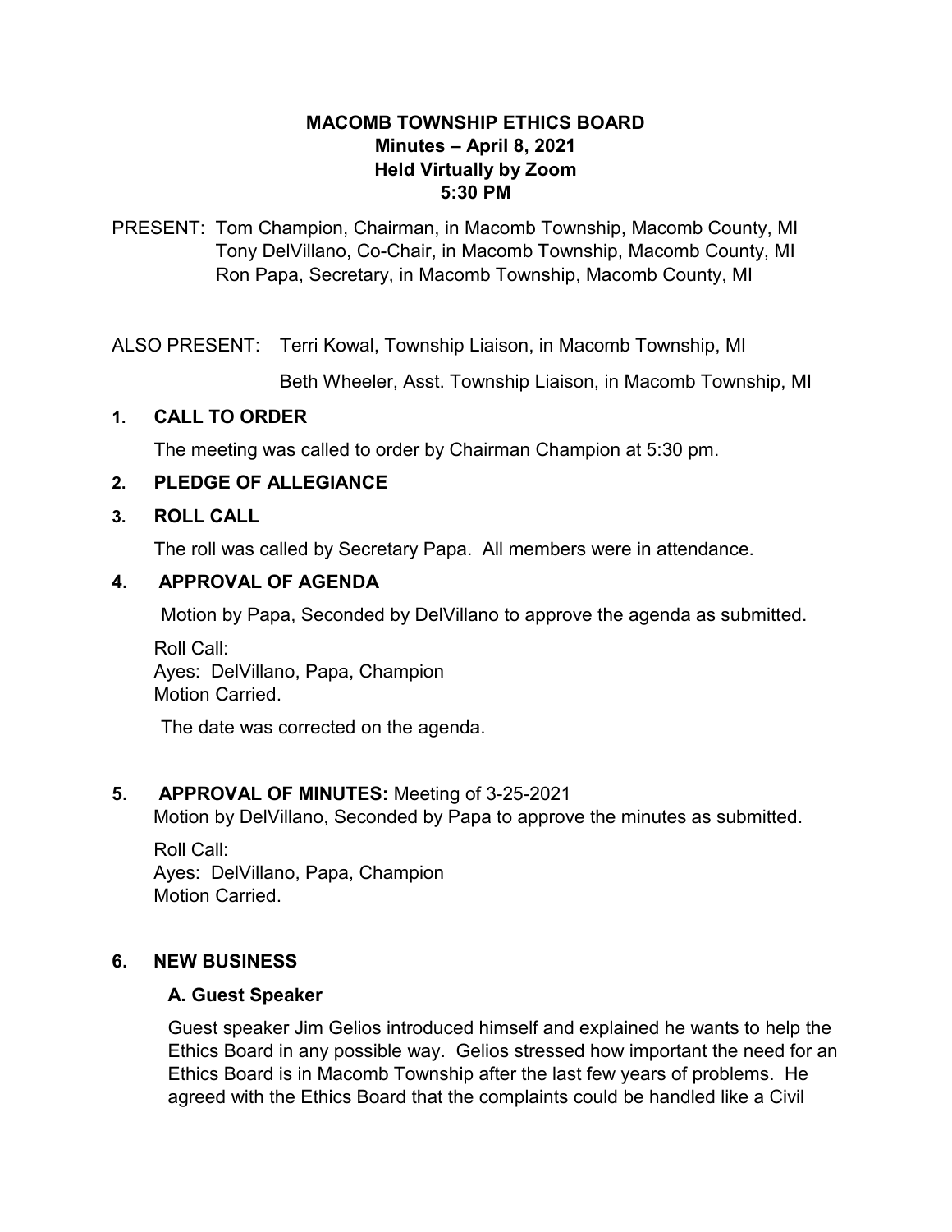# MACOMB TOWNSHIP ETHICS BOARD
## Minutes – April 8, 2021
## Held Virtually by Zoom
## 5:30 PM

PRESENT: Tom Champion, Chairman, in Macomb Township, Macomb County, MI
Tony DelVillano, Co-Chair, in Macomb Township, Macomb County, MI
Ron Papa, Secretary, in Macomb Township, Macomb County, MI

ALSO PRESENT: Terri Kowal, Township Liaison, in Macomb Township, MI

Beth Wheeler, Asst. Township Liaison, in Macomb Township, MI

### 1. CALL TO ORDER

The meeting was called to order by Chairman Champion at 5:30 pm.

### 2. PLEDGE OF ALLEGIANCE

### 3. ROLL CALL

The roll was called by Secretary Papa. All members were in attendance.

### 4. APPROVAL OF AGENDA

Motion by Papa, Seconded by DelVillano to approve the agenda as submitted.

Roll Call:
Ayes: DelVillano, Papa, Champion
Motion Carried.

The date was corrected on the agenda.

### 5. APPROVAL OF MINUTES: Meeting of 3-25-2021

Motion by DelVillano, Seconded by Papa to approve the minutes as submitted.

Roll Call:
Ayes: DelVillano, Papa, Champion
Motion Carried.

### 6. NEW BUSINESS

#### A. Guest Speaker

Guest speaker Jim Gelios introduced himself and explained he wants to help the Ethics Board in any possible way. Gelios stressed how important the need for an Ethics Board is in Macomb Township after the last few years of problems. He agreed with the Ethics Board that the complaints could be handled like a Civil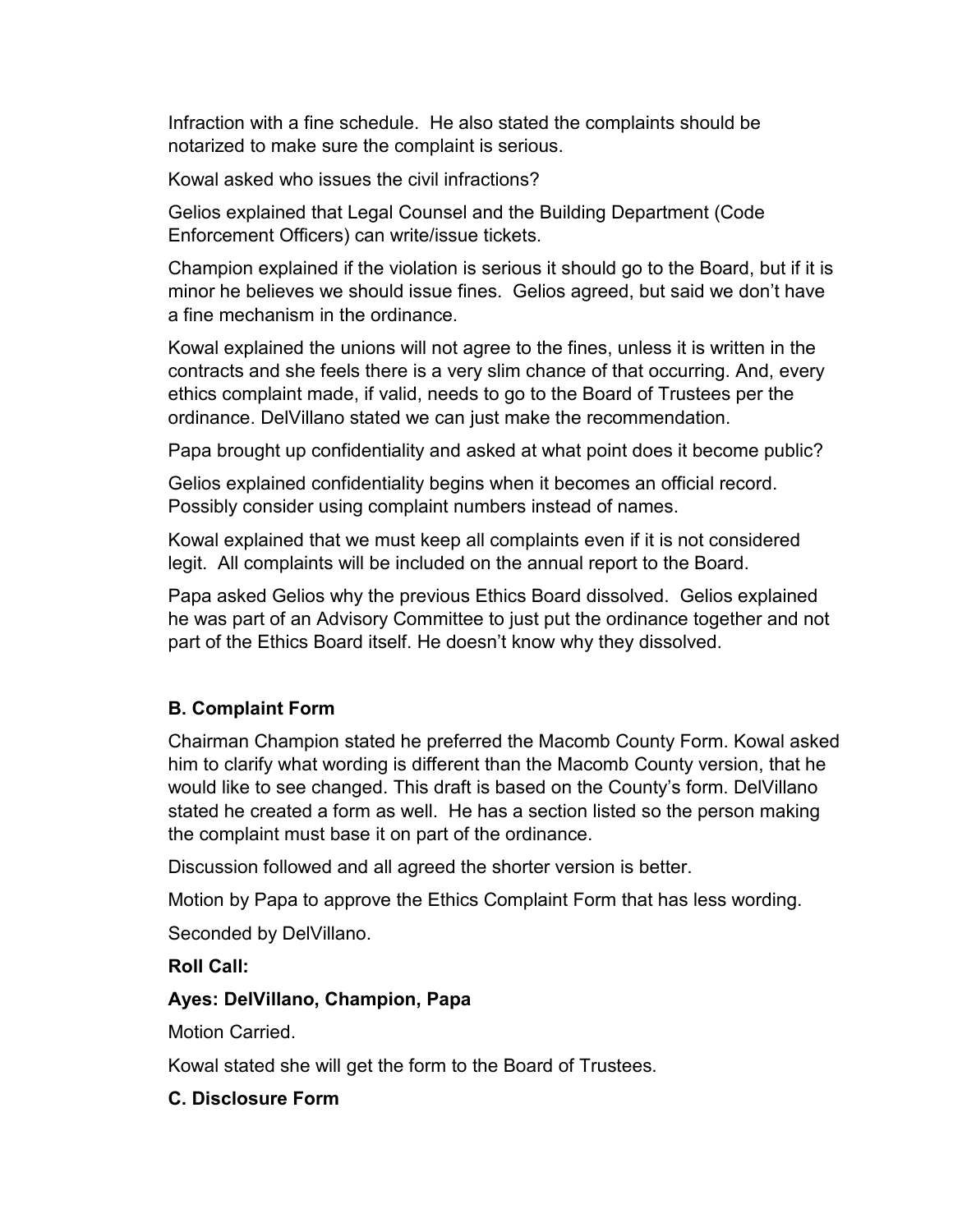Infraction with a fine schedule. He also stated the complaints should be notarized to make sure the complaint is serious.

Kowal asked who issues the civil infractions?

Gelios explained that Legal Counsel and the Building Department (Code Enforcement Officers) can write/issue tickets.

Champion explained if the violation is serious it should go to the Board, but if it is minor he believes we should issue fines. Gelios agreed, but said we don't have a fine mechanism in the ordinance.

Kowal explained the unions will not agree to the fines, unless it is written in the contracts and she feels there is a very slim chance of that occurring. And, every ethics complaint made, if valid, needs to go to the Board of Trustees per the ordinance. DelVillano stated we can just make the recommendation.

Papa brought up confidentiality and asked at what point does it become public?

Gelios explained confidentiality begins when it becomes an official record. Possibly consider using complaint numbers instead of names.

Kowal explained that we must keep all complaints even if it is not considered legit. All complaints will be included on the annual report to the Board.

Papa asked Gelios why the previous Ethics Board dissolved. Gelios explained he was part of an Advisory Committee to just put the ordinance together and not part of the Ethics Board itself. He doesn't know why they dissolved.

**B. Complaint Form**

Chairman Champion stated he preferred the Macomb County Form. Kowal asked him to clarify what wording is different than the Macomb County version, that he would like to see changed. This draft is based on the County's form. DelVillano stated he created a form as well. He has a section listed so the person making the complaint must base it on part of the ordinance.

Discussion followed and all agreed the shorter version is better.

Motion by Papa to approve the Ethics Complaint Form that has less wording.

Seconded by DelVillano.

**Roll Call:**

**Ayes: DelVillano, Champion, Papa**

Motion Carried.

Kowal stated she will get the form to the Board of Trustees.

**C. Disclosure Form**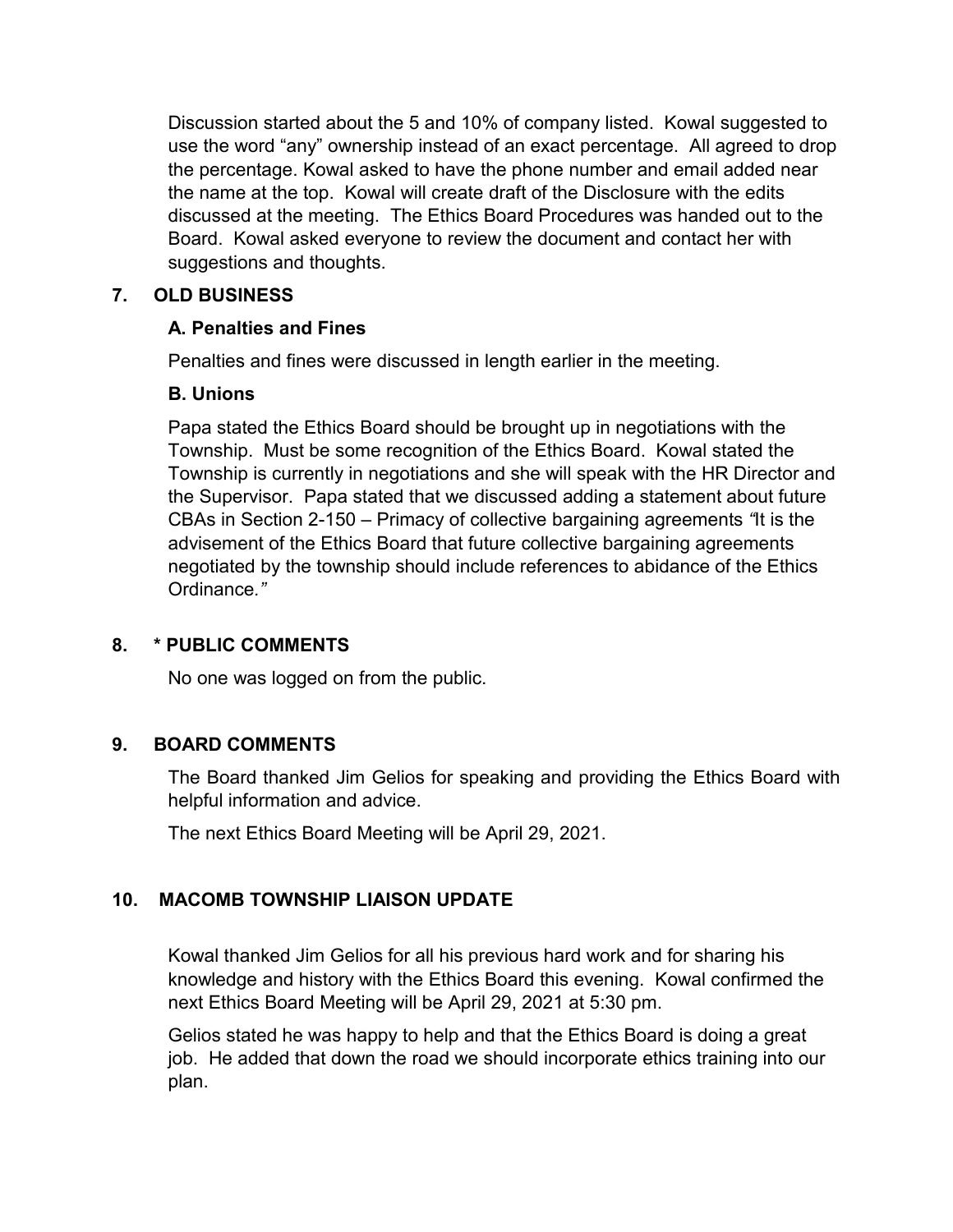Discussion started about the 5 and 10% of company listed. Kowal suggested to use the word "any" ownership instead of an exact percentage. All agreed to drop the percentage. Kowal asked to have the phone number and email added near the name at the top. Kowal will create draft of the Disclosure with the edits discussed at the meeting. The Ethics Board Procedures was handed out to the Board. Kowal asked everyone to review the document and contact her with suggestions and thoughts.

## 7. OLD BUSINESS

### A. Penalties and Fines

Penalties and fines were discussed in length earlier in the meeting.

### B. Unions

Papa stated the Ethics Board should be brought up in negotiations with the Township. Must be some recognition of the Ethics Board. Kowal stated the Township is currently in negotiations and she will speak with the HR Director and the Supervisor. Papa stated that we discussed adding a statement about future CBAs in Section 2-150 – Primacy of collective bargaining agreements *"It is the advisement of the Ethics Board that future collective bargaining agreements negotiated by the township should include references to abidance of the Ethics Ordinance."*

## 8. * PUBLIC COMMENTS

No one was logged on from the public.

## 9. BOARD COMMENTS

The Board thanked Jim Gelios for speaking and providing the Ethics Board with helpful information and advice.

The next Ethics Board Meeting will be April 29, 2021.

## 10. MACOMB TOWNSHIP LIAISON UPDATE

Kowal thanked Jim Gelios for all his previous hard work and for sharing his knowledge and history with the Ethics Board this evening. Kowal confirmed the next Ethics Board Meeting will be April 29, 2021 at 5:30 pm.

Gelios stated he was happy to help and that the Ethics Board is doing a great job. He added that down the road we should incorporate ethics training into our plan.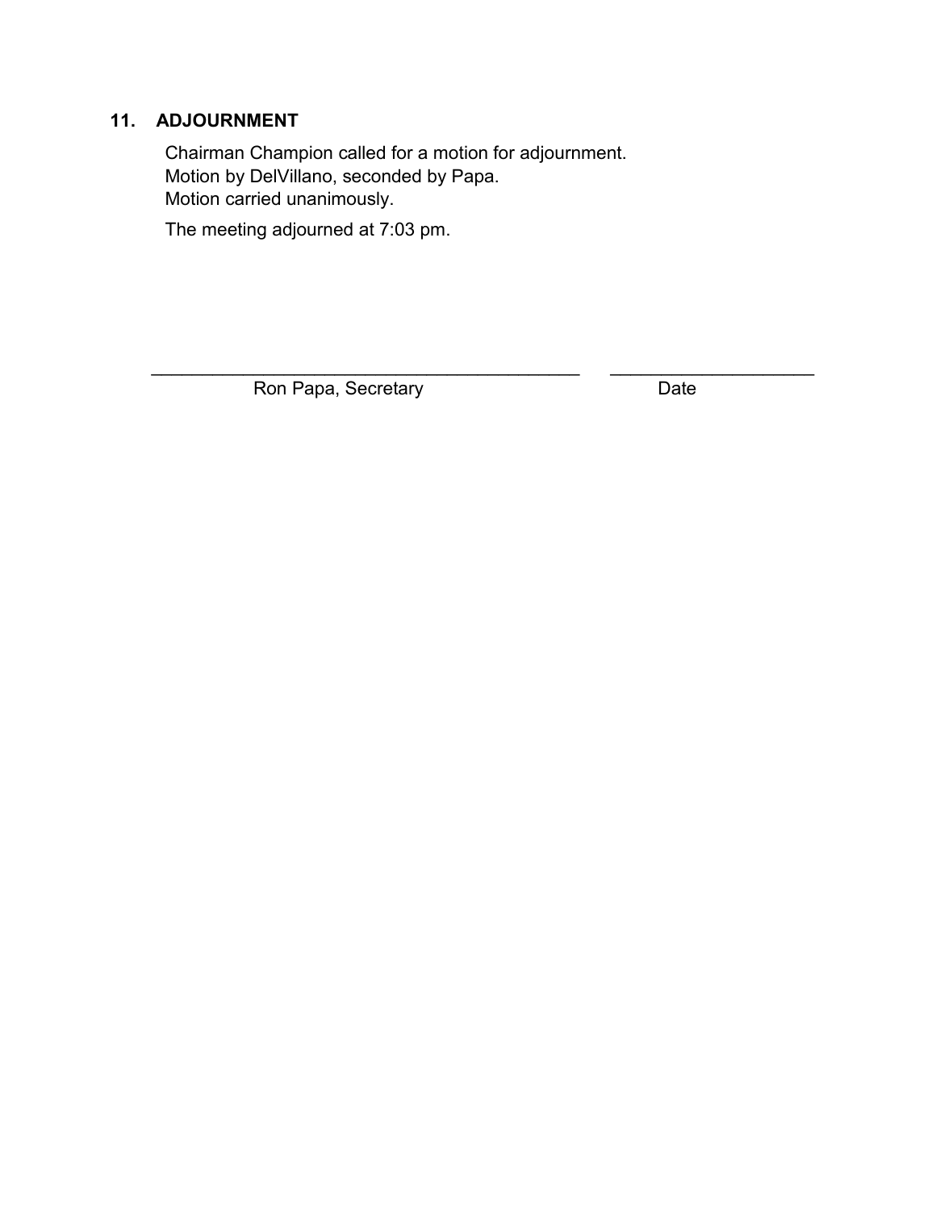## 11. ADJOURNMENT

Chairman Champion called for a motion for adjournment.
Motion by DelVillano, seconded by Papa.
Motion carried unanimously.

The meeting adjourned at 7:03 pm.

_______________________________________________ ______________________

Ron Papa, Secretary Date